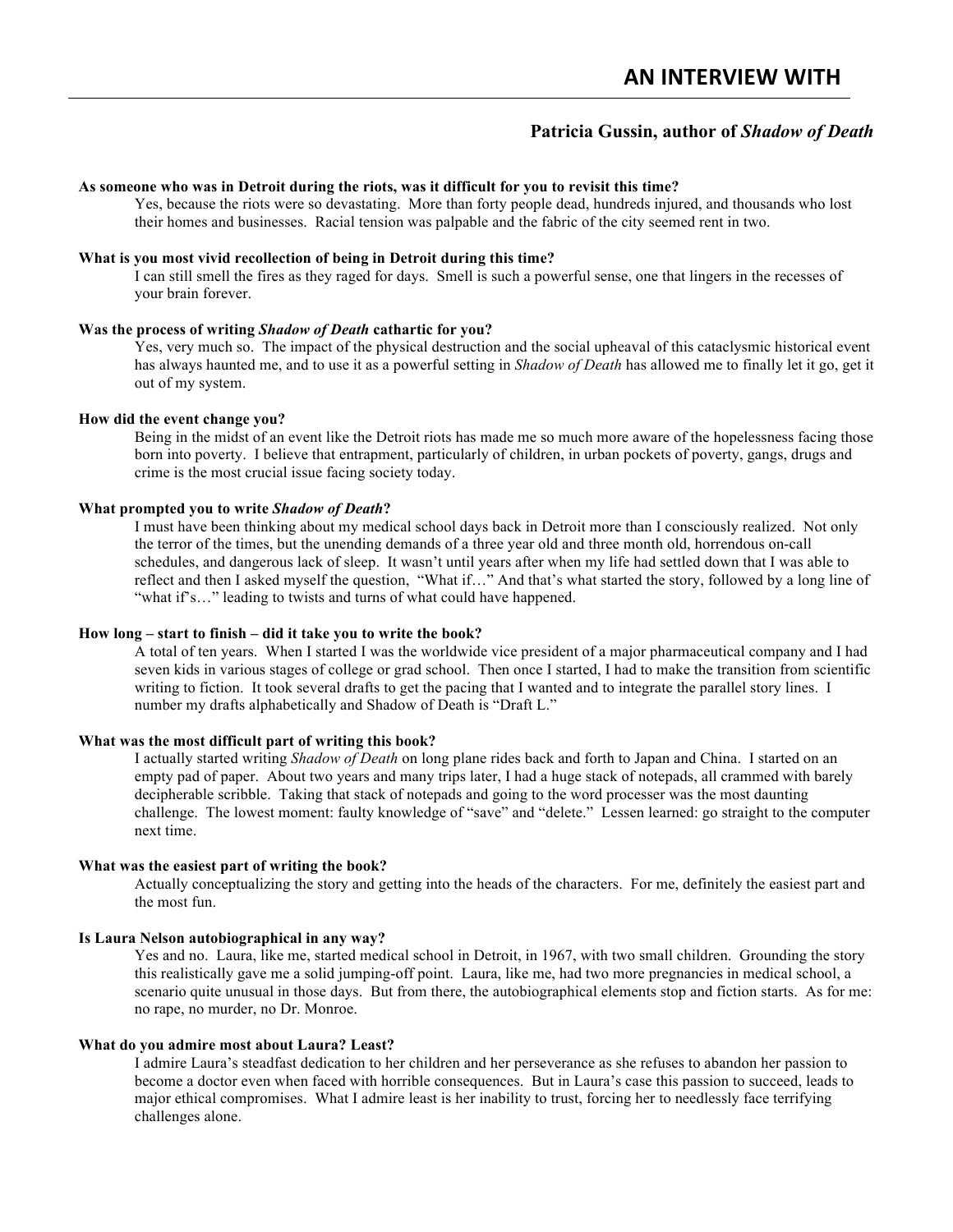# AN INTERVIEW WITH

## Patricia Gussin, author of *Shadow of Death*

**As someone who was in Detroit during the riots, was it difficult for you to revisit this time?**

Yes, because the riots were so devastating. More than forty people dead, hundreds injured, and thousands who lost their homes and businesses. Racial tension was palpable and the fabric of the city seemed rent in two.

**What is you most vivid recollection of being in Detroit during this time?**

I can still smell the fires as they raged for days. Smell is such a powerful sense, one that lingers in the recesses of your brain forever.

**Was the process of writing *Shadow of Death* cathartic for you?**

Yes, very much so. The impact of the physical destruction and the social upheaval of this cataclysmic historical event has always haunted me, and to use it as a powerful setting in *Shadow of Death* has allowed me to finally let it go, get it out of my system.

**How did the event change you?**

Being in the midst of an event like the Detroit riots has made me so much more aware of the hopelessness facing those born into poverty. I believe that entrapment, particularly of children, in urban pockets of poverty, gangs, drugs and crime is the most crucial issue facing society today.

**What prompted you to write *Shadow of Death*?**

I must have been thinking about my medical school days back in Detroit more than I consciously realized. Not only the terror of the times, but the unending demands of a three year old and three month old, horrendous on-call schedules, and dangerous lack of sleep. It wasn't until years after when my life had settled down that I was able to reflect and then I asked myself the question, "What if…" And that's what started the story, followed by a long line of "what if's…" leading to twists and turns of what could have happened.

**How long – start to finish – did it take you to write the book?**

A total of ten years. When I started I was the worldwide vice president of a major pharmaceutical company and I had seven kids in various stages of college or grad school. Then once I started, I had to make the transition from scientific writing to fiction. It took several drafts to get the pacing that I wanted and to integrate the parallel story lines. I number my drafts alphabetically and Shadow of Death is "Draft L."

**What was the most difficult part of writing this book?**

I actually started writing *Shadow of Death* on long plane rides back and forth to Japan and China. I started on an empty pad of paper. About two years and many trips later, I had a huge stack of notepads, all crammed with barely decipherable scribble. Taking that stack of notepads and going to the word processer was the most daunting challenge. The lowest moment: faulty knowledge of "save" and "delete." Lessen learned: go straight to the computer next time.

**What was the easiest part of writing the book?**

Actually conceptualizing the story and getting into the heads of the characters. For me, definitely the easiest part and the most fun.

**Is Laura Nelson autobiographical in any way?**

Yes and no. Laura, like me, started medical school in Detroit, in 1967, with two small children. Grounding the story this realistically gave me a solid jumping-off point. Laura, like me, had two more pregnancies in medical school, a scenario quite unusual in those days. But from there, the autobiographical elements stop and fiction starts. As for me: no rape, no murder, no Dr. Monroe.

**What do you admire most about Laura? Least?**

I admire Laura's steadfast dedication to her children and her perseverance as she refuses to abandon her passion to become a doctor even when faced with horrible consequences. But in Laura's case this passion to succeed, leads to major ethical compromises. What I admire least is her inability to trust, forcing her to needlessly face terrifying challenges alone.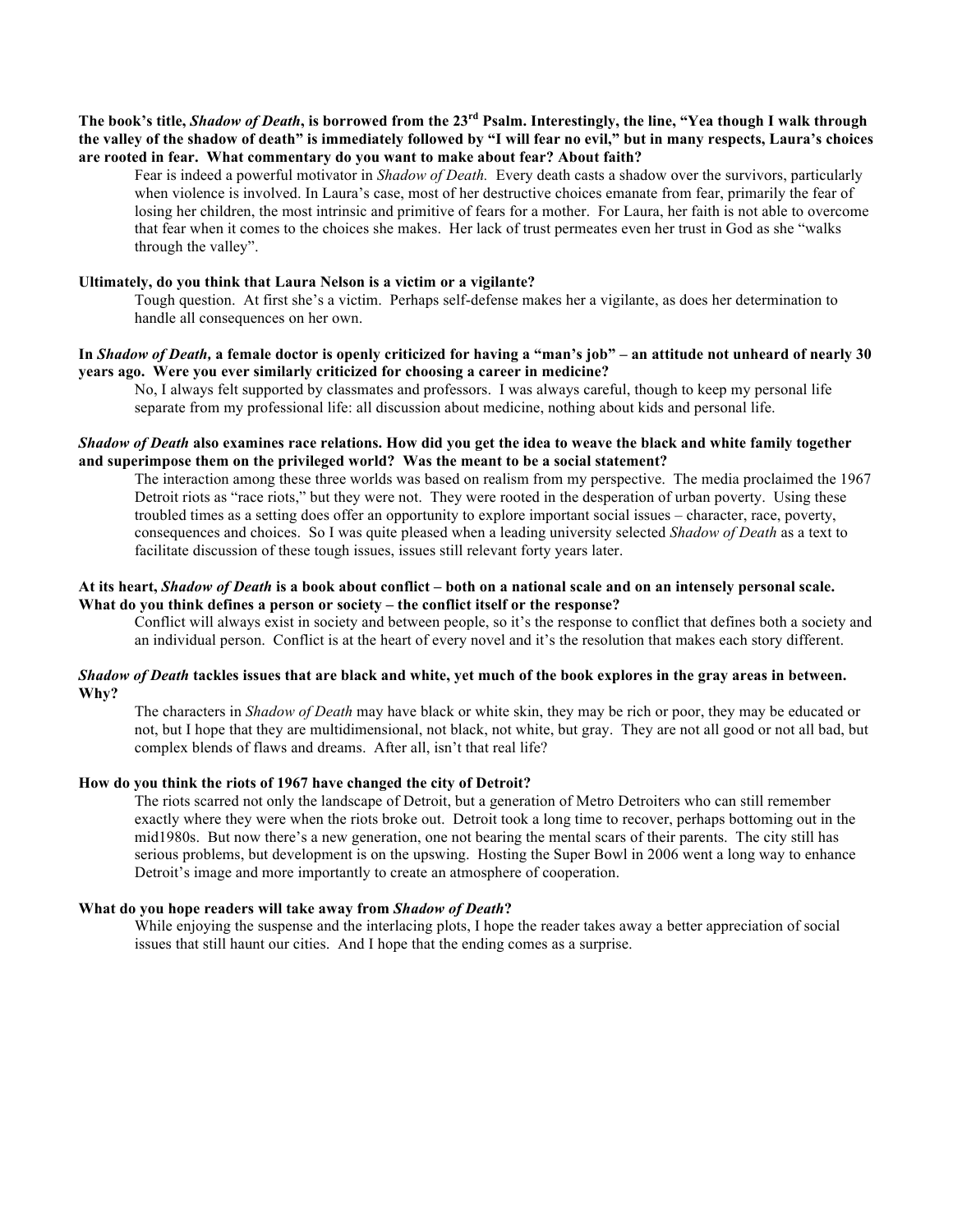**The book's title, *Shadow of Death*, is borrowed from the 23rd Psalm. Interestingly, the line, "Yea though I walk through the valley of the shadow of death" is immediately followed by "I will fear no evil," but in many respects, Laura's choices are rooted in fear. What commentary do you want to make about fear? About faith?**

Fear is indeed a powerful motivator in *Shadow of Death.* Every death casts a shadow over the survivors, particularly when violence is involved. In Laura's case, most of her destructive choices emanate from fear, primarily the fear of losing her children, the most intrinsic and primitive of fears for a mother. For Laura, her faith is not able to overcome that fear when it comes to the choices she makes. Her lack of trust permeates even her trust in God as she "walks through the valley".

**Ultimately, do you think that Laura Nelson is a victim or a vigilante?**

Tough question. At first she's a victim. Perhaps self-defense makes her a vigilante, as does her determination to handle all consequences on her own.

**In *Shadow of Death,* a female doctor is openly criticized for having a "man's job" – an attitude not unheard of nearly 30 years ago. Were you ever similarly criticized for choosing a career in medicine?**

No, I always felt supported by classmates and professors. I was always careful, though to keep my personal life separate from my professional life: all discussion about medicine, nothing about kids and personal life.

***Shadow of Death* also examines race relations. How did you get the idea to weave the black and white family together and superimpose them on the privileged world? Was the meant to be a social statement?**

The interaction among these three worlds was based on realism from my perspective. The media proclaimed the 1967 Detroit riots as "race riots," but they were not. They were rooted in the desperation of urban poverty. Using these troubled times as a setting does offer an opportunity to explore important social issues – character, race, poverty, consequences and choices. So I was quite pleased when a leading university selected *Shadow of Death* as a text to facilitate discussion of these tough issues, issues still relevant forty years later.

**At its heart, *Shadow of Death* is a book about conflict – both on a national scale and on an intensely personal scale. What do you think defines a person or society – the conflict itself or the response?**

Conflict will always exist in society and between people, so it's the response to conflict that defines both a society and an individual person. Conflict is at the heart of every novel and it's the resolution that makes each story different.

***Shadow of Death* tackles issues that are black and white, yet much of the book explores in the gray areas in between. Why?**

The characters in *Shadow of Death* may have black or white skin, they may be rich or poor, they may be educated or not, but I hope that they are multidimensional, not black, not white, but gray. They are not all good or not all bad, but complex blends of flaws and dreams. After all, isn't that real life?

**How do you think the riots of 1967 have changed the city of Detroit?**

The riots scarred not only the landscape of Detroit, but a generation of Metro Detroiters who can still remember exactly where they were when the riots broke out. Detroit took a long time to recover, perhaps bottoming out in the mid1980s. But now there's a new generation, one not bearing the mental scars of their parents. The city still has serious problems, but development is on the upswing. Hosting the Super Bowl in 2006 went a long way to enhance Detroit's image and more importantly to create an atmosphere of cooperation.

**What do you hope readers will take away from *Shadow of Death*?**

While enjoying the suspense and the interlacing plots, I hope the reader takes away a better appreciation of social issues that still haunt our cities. And I hope that the ending comes as a surprise.